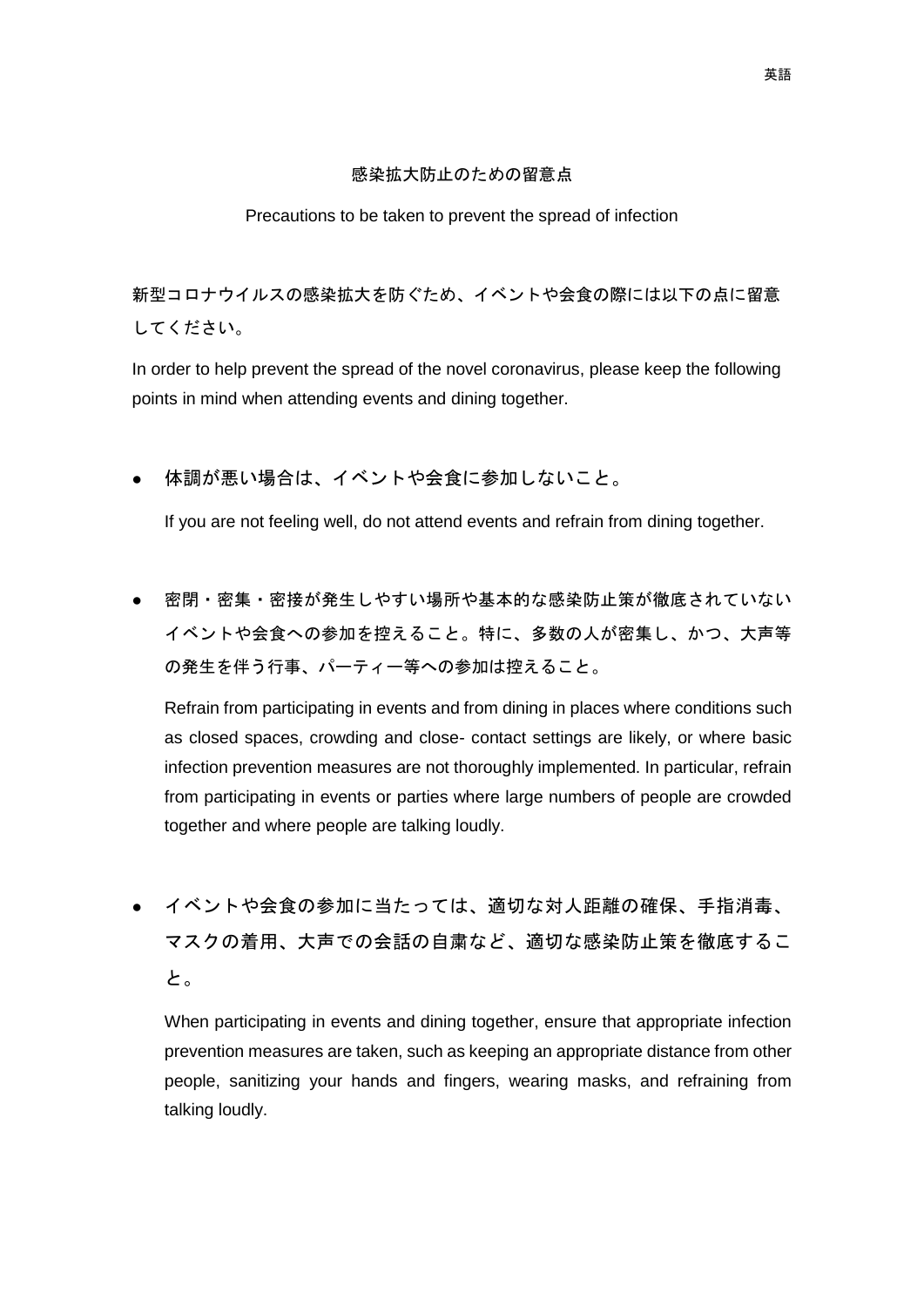英語

# 感染拡大防止のための留意点

Precautions to be taken to prevent the spread of infection

新型コロナウイルスの感染拡大を防ぐため、イベントや会食の際には以下の点に留意してください。

In order to help prevent the spread of the novel coronavirus, please keep the following points in mind when attending events and dining together.

- 体調が悪い場合は、イベントや会食に参加しないこと。

  If you are not feeling well, do not attend events and refrain from dining together.

- 密閉・密集・密接が発生しやすい場所や基本的な感染防止策が徹底されていないイベントや会食への参加を控えること。特に、多数の人が密集し、かつ、大声等の発生を伴う行事、パーティー等への参加は控えること。

  Refrain from participating in events and from dining in places where conditions such as closed spaces, crowding and close- contact settings are likely, or where basic infection prevention measures are not thoroughly implemented. In particular, refrain from participating in events or parties where large numbers of people are crowded together and where people are talking loudly.

- イベントや会食の参加に当たっては、適切な対人距離の確保、手指消毒、マスクの着用、大声での会話の自粛など、適切な感染防止策を徹底すること。

  When participating in events and dining together, ensure that appropriate infection prevention measures are taken, such as keeping an appropriate distance from other people, sanitizing your hands and fingers, wearing masks, and refraining from talking loudly.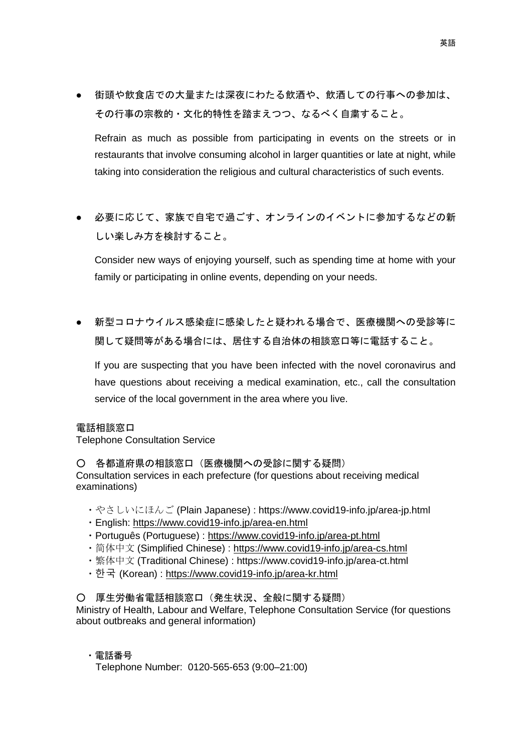- 街頭や飲食店での大量または深夜にわたる飲酒や、飲酒しての行事への参加は、その行事の宗教的・文化的特性を踏まえつつ、なるべく自粛すること。

  Refrain as much as possible from participating in events on the streets or in restaurants that involve consuming alcohol in larger quantities or late at night, while taking into consideration the religious and cultural characteristics of such events.

- 必要に応じて、家族で自宅で過ごす、オンラインのイベントに参加するなどの新しい楽しみ方を検討すること。

  Consider new ways of enjoying yourself, such as spending time at home with your family or participating in online events, depending on your needs.

- 新型コロナウイルス感染症に感染したと疑われる場合で、医療機関への受診等に関して疑問等がある場合には、居住する自治体の相談窓口等に電話すること。

  If you are suspecting that you have been infected with the novel coronavirus and have questions about receiving a medical examination, etc., call the consultation service of the local government in the area where you live.

電話相談窓口
Telephone Consultation Service

〇 各都道府県の相談窓口（医療機関への受診に関する疑問）
Consultation services in each prefecture (for questions about receiving medical examinations)

- やさしいにほんご (Plain Japanese) : https://www.covid19-info.jp/area-jp.html
- English: https://www.covid19-info.jp/area-en.html
- Português (Portuguese) : https://www.covid19-info.jp/area-pt.html
- 简体中文 (Simplified Chinese) : https://www.covid19-info.jp/area-cs.html
- 繁体中文 (Traditional Chinese) : https://www.covid19-info.jp/area-ct.html
- 한국 (Korean) : https://www.covid19-info.jp/area-kr.html

〇 厚生労働省電話相談窓口（発生状況、全般に関する疑問）
Ministry of Health, Labour and Welfare, Telephone Consultation Service (for questions about outbreaks and general information)

- 電話番号
  Telephone Number: 0120-565-653 (9:00–21:00)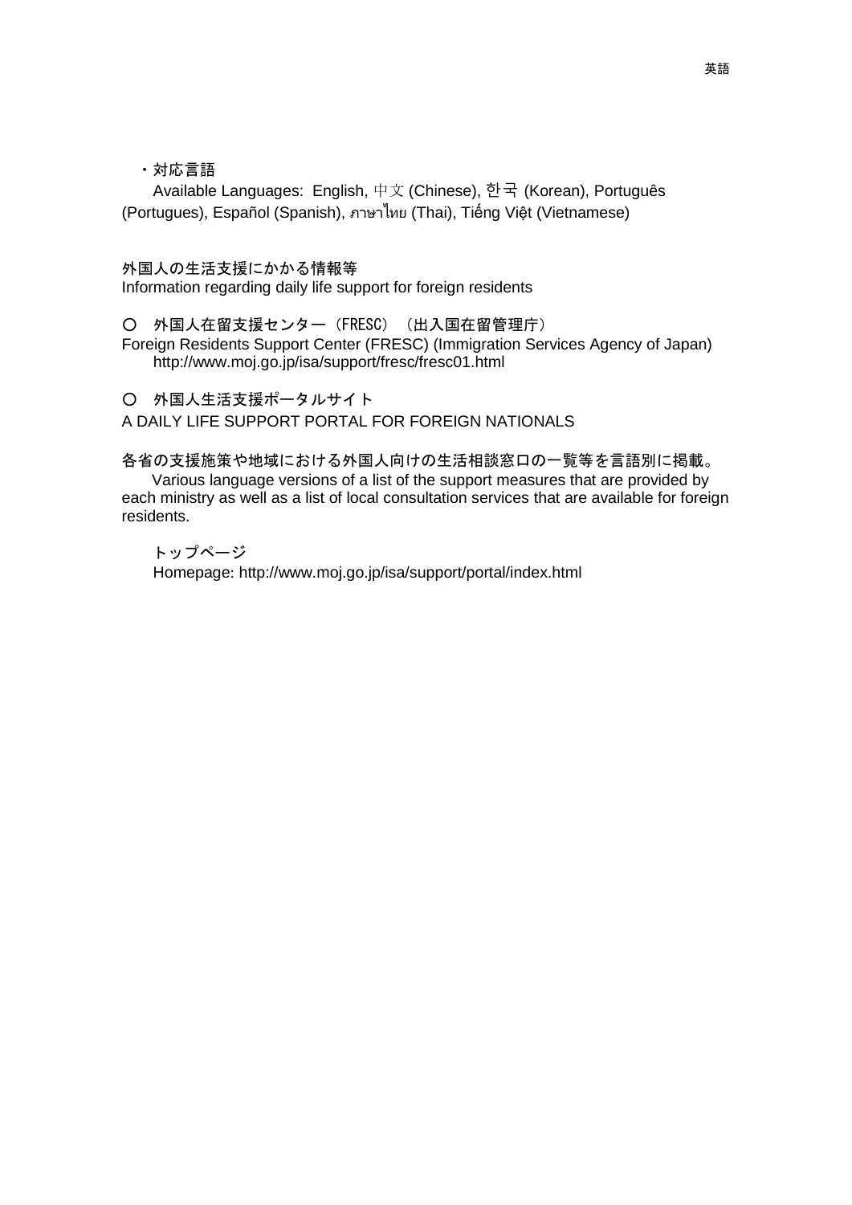・対応言語

Available Languages:  English, 中文 (Chinese), 한국 (Korean), Português (Portugues), Español (Spanish), ภาษาไทย (Thai), Tiếng Việt (Vietnamese)

外国人の生活支援にかかる情報等

Information regarding daily life support for foreign residents

〇　外国人在留支援センター（FRESC）（出入国在留管理庁）

Foreign Residents Support Center (FRESC) (Immigration Services Agency of Japan)
http://www.moj.go.jp/isa/support/fresc/fresc01.html

〇　外国人生活支援ポータルサイト

A DAILY LIFE SUPPORT PORTAL FOR FOREIGN NATIONALS

各省の支援施策や地域における外国人向けの生活相談窓口の一覧等を言語別に掲載。

Various language versions of a list of the support measures that are provided by each ministry as well as a list of local consultation services that are available for foreign residents.

トップページ

Homepage: http://www.moj.go.jp/isa/support/portal/index.html